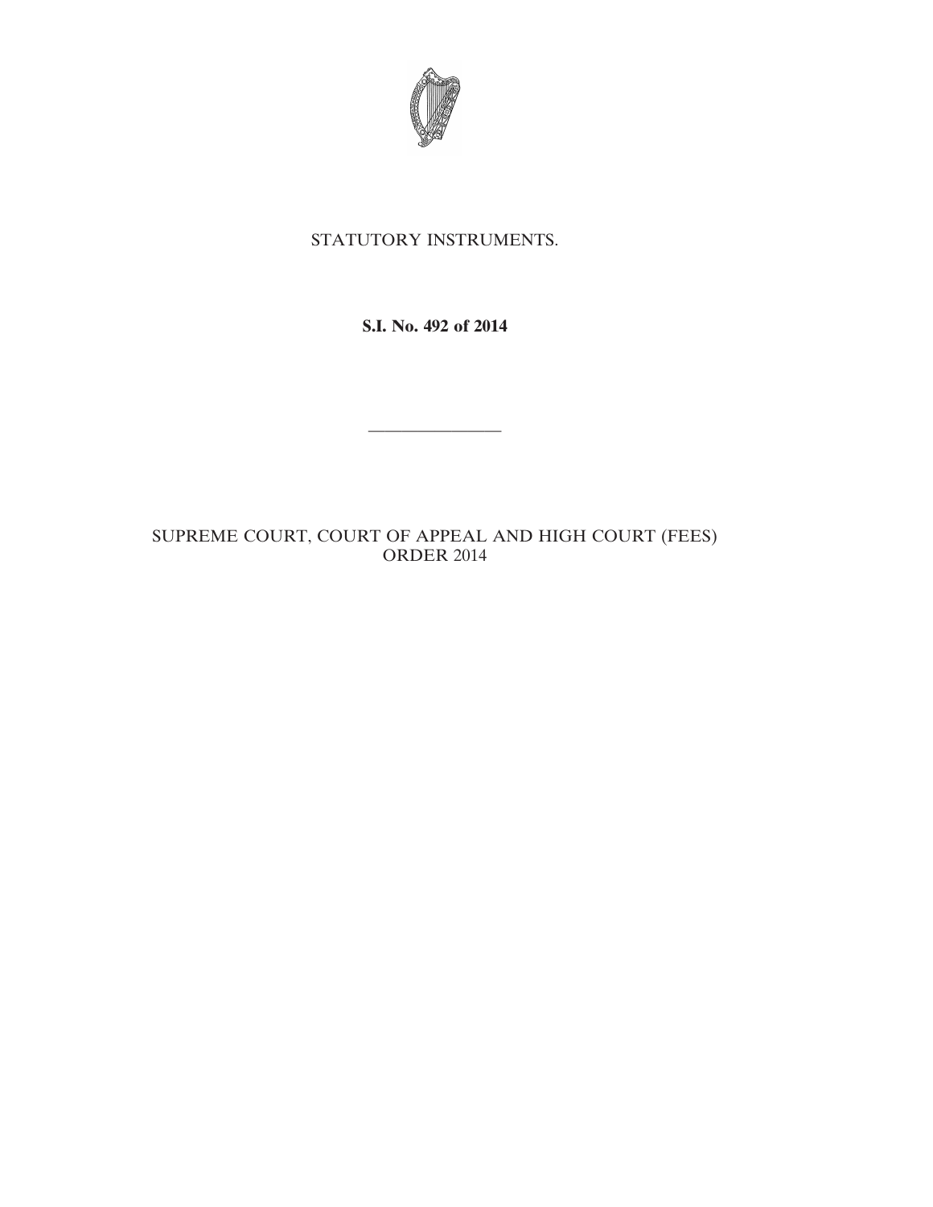STATUTORY INSTRUMENTS.

**S.I. No. 492 of 2014**

---

SUPREME COURT, COURT OF APPEAL AND HIGH COURT (FEES) ORDER 2014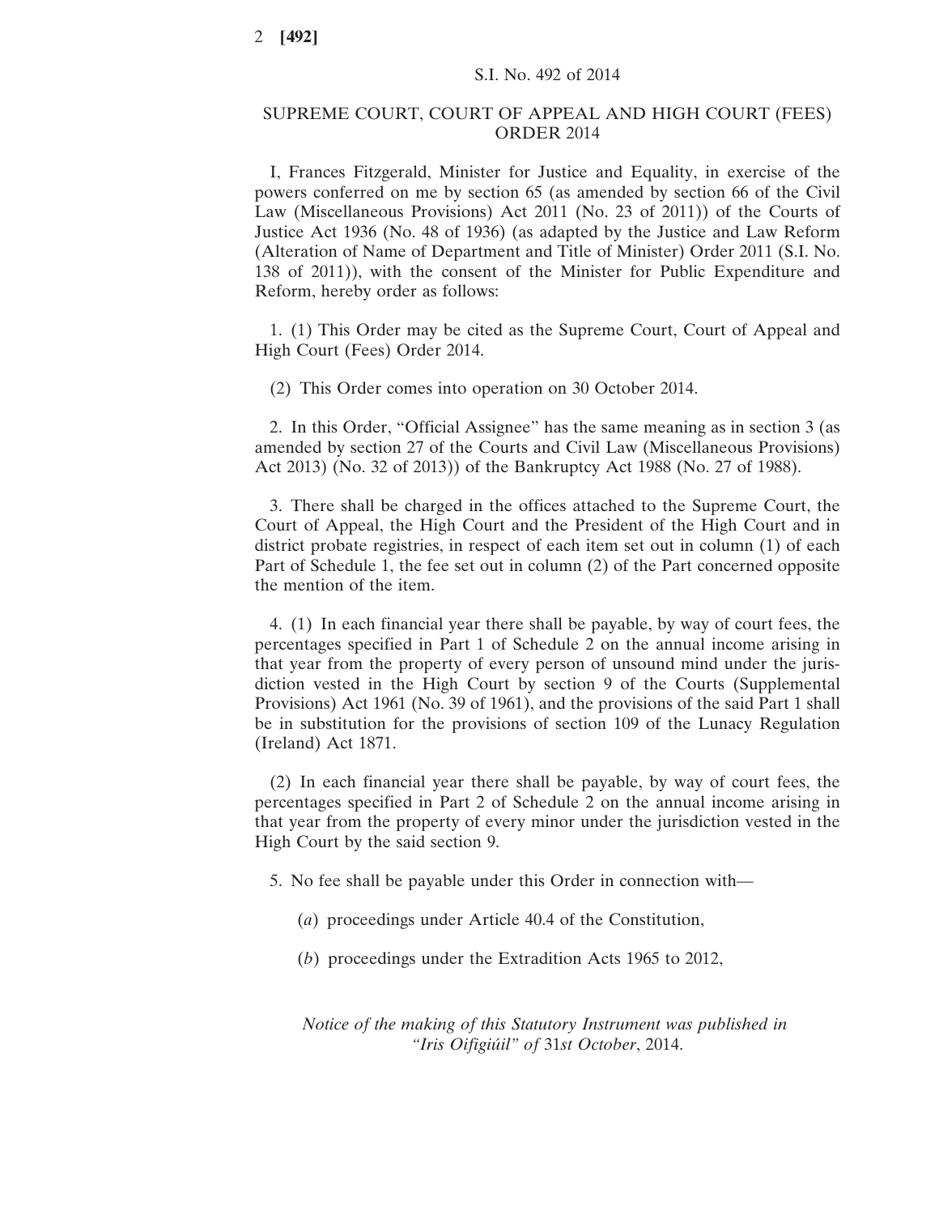S.I. No. 492 of 2014

# SUPREME COURT, COURT OF APPEAL AND HIGH COURT (FEES) ORDER 2014

I, Frances Fitzgerald, Minister for Justice and Equality, in exercise of the powers conferred on me by section 65 (as amended by section 66 of the Civil Law (Miscellaneous Provisions) Act 2011 (No. 23 of 2011)) of the Courts of Justice Act 1936 (No. 48 of 1936) (as adapted by the Justice and Law Reform (Alteration of Name of Department and Title of Minister) Order 2011 (S.I. No. 138 of 2011)), with the consent of the Minister for Public Expenditure and Reform, hereby order as follows:

1. (1) This Order may be cited as the Supreme Court, Court of Appeal and High Court (Fees) Order 2014.

(2) This Order comes into operation on 30 October 2014.

2. In this Order, "Official Assignee" has the same meaning as in section 3 (as amended by section 27 of the Courts and Civil Law (Miscellaneous Provisions) Act 2013) (No. 32 of 2013)) of the Bankruptcy Act 1988 (No. 27 of 1988).

3. There shall be charged in the offices attached to the Supreme Court, the Court of Appeal, the High Court and the President of the High Court and in district probate registries, in respect of each item set out in column (1) of each Part of Schedule 1, the fee set out in column (2) of the Part concerned opposite the mention of the item.

4. (1) In each financial year there shall be payable, by way of court fees, the percentages specified in Part 1 of Schedule 2 on the annual income arising in that year from the property of every person of unsound mind under the jurisdiction vested in the High Court by section 9 of the Courts (Supplemental Provisions) Act 1961 (No. 39 of 1961), and the provisions of the said Part 1 shall be in substitution for the provisions of section 109 of the Lunacy Regulation (Ireland) Act 1871.

(2) In each financial year there shall be payable, by way of court fees, the percentages specified in Part 2 of Schedule 2 on the annual income arising in that year from the property of every minor under the jurisdiction vested in the High Court by the said section 9.

5. No fee shall be payable under this Order in connection with—

(*a*) proceedings under Article 40.4 of the Constitution,

(*b*) proceedings under the Extradition Acts 1965 to 2012,

*Notice of the making of this Statutory Instrument was published in "Iris Oifigiúil" of 31st October, 2014.*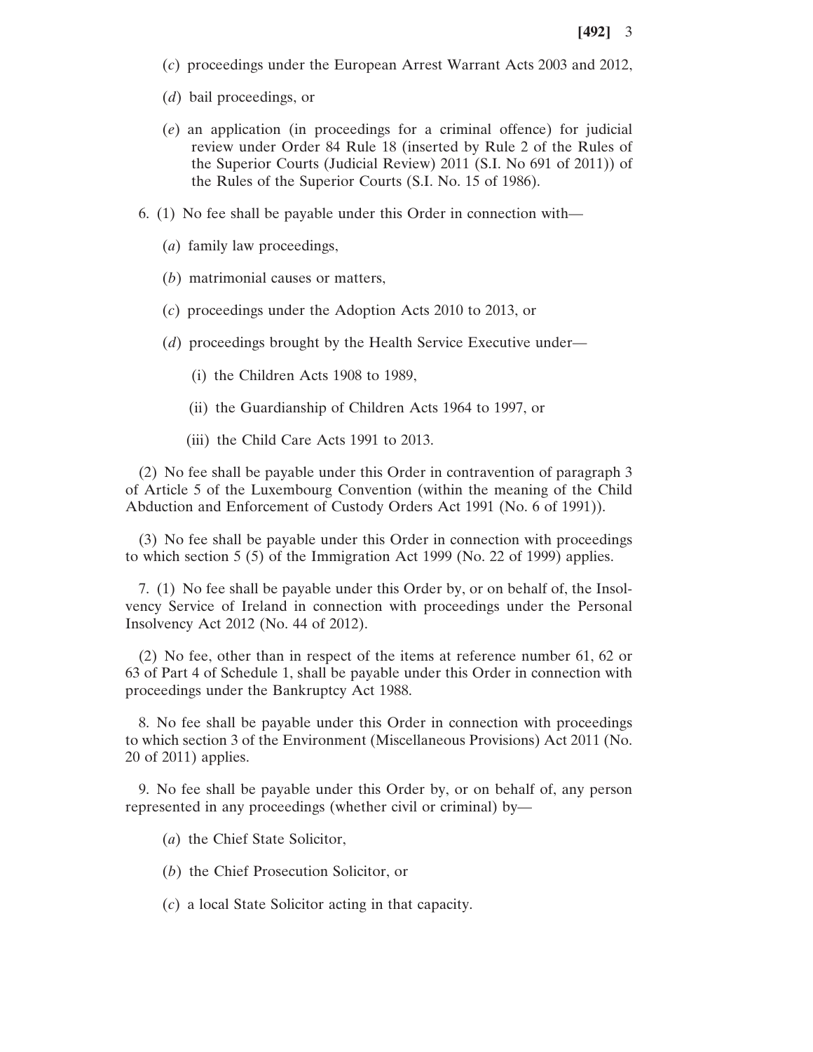(*c*) proceedings under the European Arrest Warrant Acts 2003 and 2012,

(*d*) bail proceedings, or

(*e*) an application (in proceedings for a criminal offence) for judicial review under Order 84 Rule 18 (inserted by Rule 2 of the Rules of the Superior Courts (Judicial Review) 2011 (S.I. No 691 of 2011)) of the Rules of the Superior Courts (S.I. No. 15 of 1986).

6. (1) No fee shall be payable under this Order in connection with—

(*a*) family law proceedings,

(*b*) matrimonial causes or matters,

(*c*) proceedings under the Adoption Acts 2010 to 2013, or

(*d*) proceedings brought by the Health Service Executive under—

(i) the Children Acts 1908 to 1989,

(ii) the Guardianship of Children Acts 1964 to 1997, or

(iii) the Child Care Acts 1991 to 2013.

(2) No fee shall be payable under this Order in contravention of paragraph 3 of Article 5 of the Luxembourg Convention (within the meaning of the Child Abduction and Enforcement of Custody Orders Act 1991 (No. 6 of 1991)).

(3) No fee shall be payable under this Order in connection with proceedings to which section 5 (5) of the Immigration Act 1999 (No. 22 of 1999) applies.

7. (1) No fee shall be payable under this Order by, or on behalf of, the Insolvency Service of Ireland in connection with proceedings under the Personal Insolvency Act 2012 (No. 44 of 2012).

(2) No fee, other than in respect of the items at reference number 61, 62 or 63 of Part 4 of Schedule 1, shall be payable under this Order in connection with proceedings under the Bankruptcy Act 1988.

8. No fee shall be payable under this Order in connection with proceedings to which section 3 of the Environment (Miscellaneous Provisions) Act 2011 (No. 20 of 2011) applies.

9. No fee shall be payable under this Order by, or on behalf of, any person represented in any proceedings (whether civil or criminal) by—

(*a*) the Chief State Solicitor,

(*b*) the Chief Prosecution Solicitor, or

(*c*) a local State Solicitor acting in that capacity.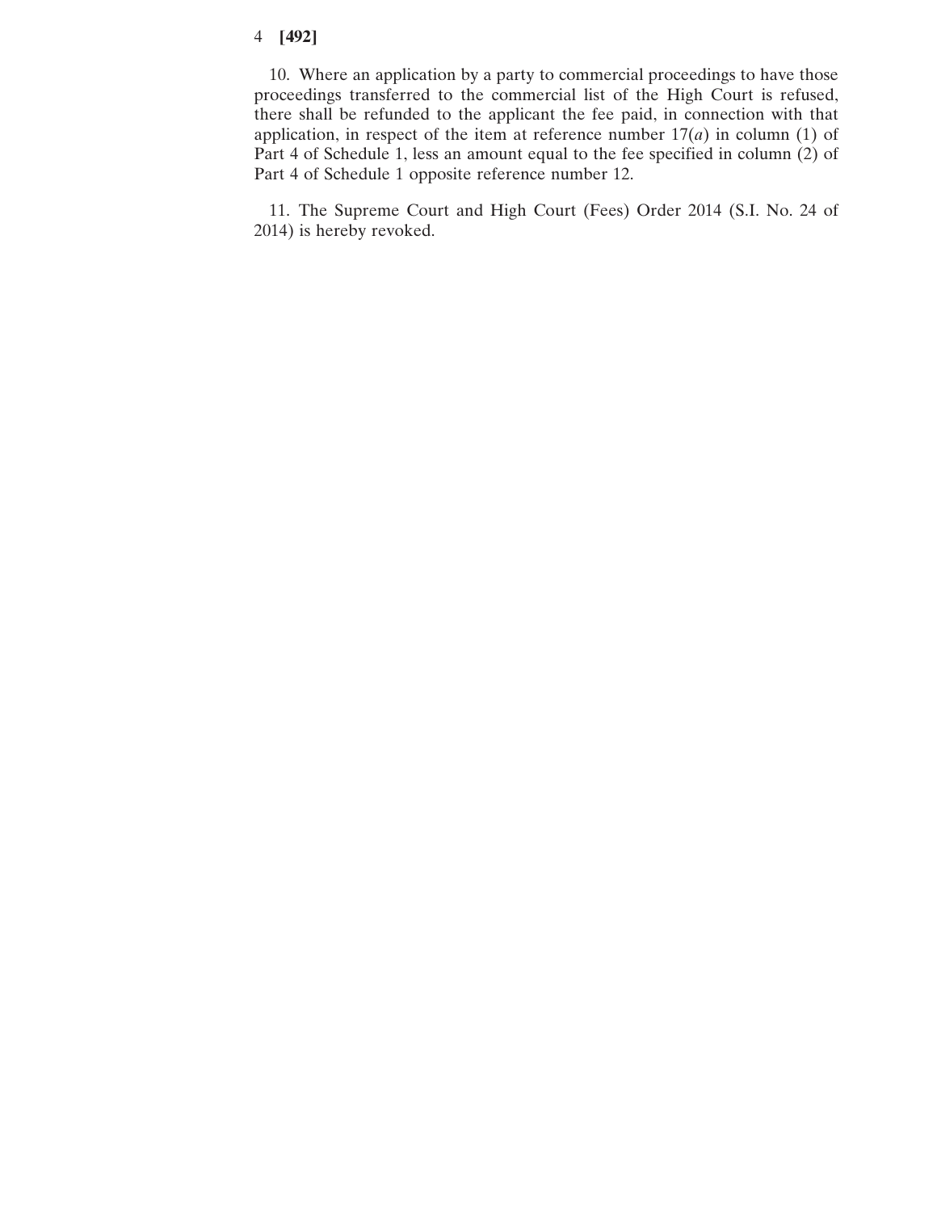10. Where an application by a party to commercial proceedings to have those proceedings transferred to the commercial list of the High Court is refused, there shall be refunded to the applicant the fee paid, in connection with that application, in respect of the item at reference number 17(*a*) in column (1) of Part 4 of Schedule 1, less an amount equal to the fee specified in column (2) of Part 4 of Schedule 1 opposite reference number 12.

11. The Supreme Court and High Court (Fees) Order 2014 (S.I. No. 24 of 2014) is hereby revoked.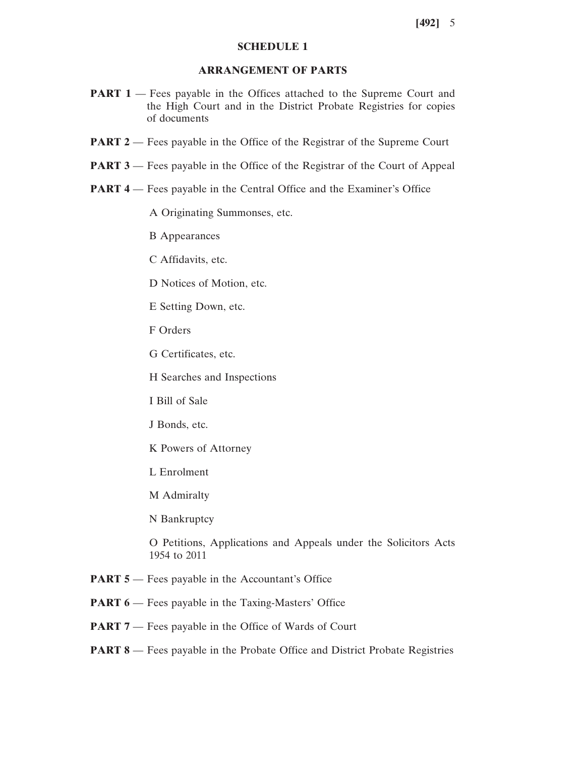## SCHEDULE 1

### ARRANGEMENT OF PARTS

**PART 1** — Fees payable in the Offices attached to the Supreme Court and the High Court and in the District Probate Registries for copies of documents

**PART 2** — Fees payable in the Office of the Registrar of the Supreme Court

**PART 3** — Fees payable in the Office of the Registrar of the Court of Appeal

**PART 4** — Fees payable in the Central Office and the Examiner's Office

A Originating Summonses, etc.

B Appearances

C Affidavits, etc.

D Notices of Motion, etc.

E Setting Down, etc.

F Orders

G Certificates, etc.

H Searches and Inspections

I Bill of Sale

J Bonds, etc.

K Powers of Attorney

L Enrolment

M Admiralty

N Bankruptcy

O Petitions, Applications and Appeals under the Solicitors Acts 1954 to 2011

**PART 5** — Fees payable in the Accountant's Office

**PART 6** — Fees payable in the Taxing-Masters' Office

**PART 7** — Fees payable in the Office of Wards of Court

**PART 8** — Fees payable in the Probate Office and District Probate Registries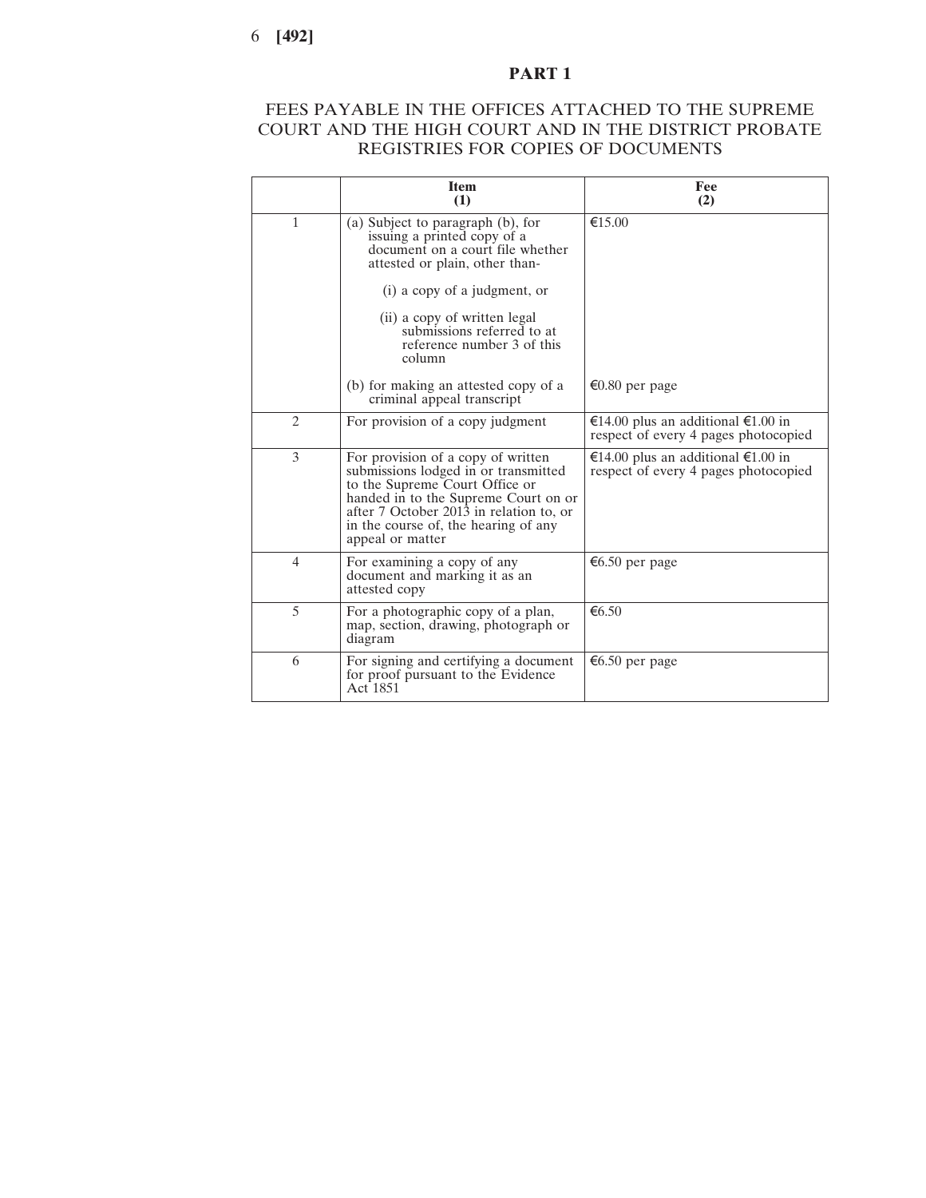## PART 1

## FEES PAYABLE IN THE OFFICES ATTACHED TO THE SUPREME COURT AND THE HIGH COURT AND IN THE DISTRICT PROBATE REGISTRIES FOR COPIES OF DOCUMENTS

| | **Item (1)** | **Fee (2)** |
|---|---|---|
| 1 | (a) Subject to paragraph (b), for issuing a printed copy of a document on a court file whether attested or plain, other than- (i) a copy of a judgment, or (ii) a copy of written legal submissions referred to at reference number 3 of this column<br><br>(b) for making an attested copy of a criminal appeal transcript | €15.00<br><br>€0.80 per page |
| 2 | For provision of a copy judgment | €14.00 plus an additional €1.00 in respect of every 4 pages photocopied |
| 3 | For provision of a copy of written submissions lodged in or transmitted to the Supreme Court Office or handed in to the Supreme Court on or after 7 October 2013 in relation to, or in the course of, the hearing of any appeal or matter | €14.00 plus an additional €1.00 in respect of every 4 pages photocopied |
| 4 | For examining a copy of any document and marking it as an attested copy | €6.50 per page |
| 5 | For a photographic copy of a plan, map, section, drawing, photograph or diagram | €6.50 |
| 6 | For signing and certifying a document for proof pursuant to the Evidence Act 1851 | €6.50 per page |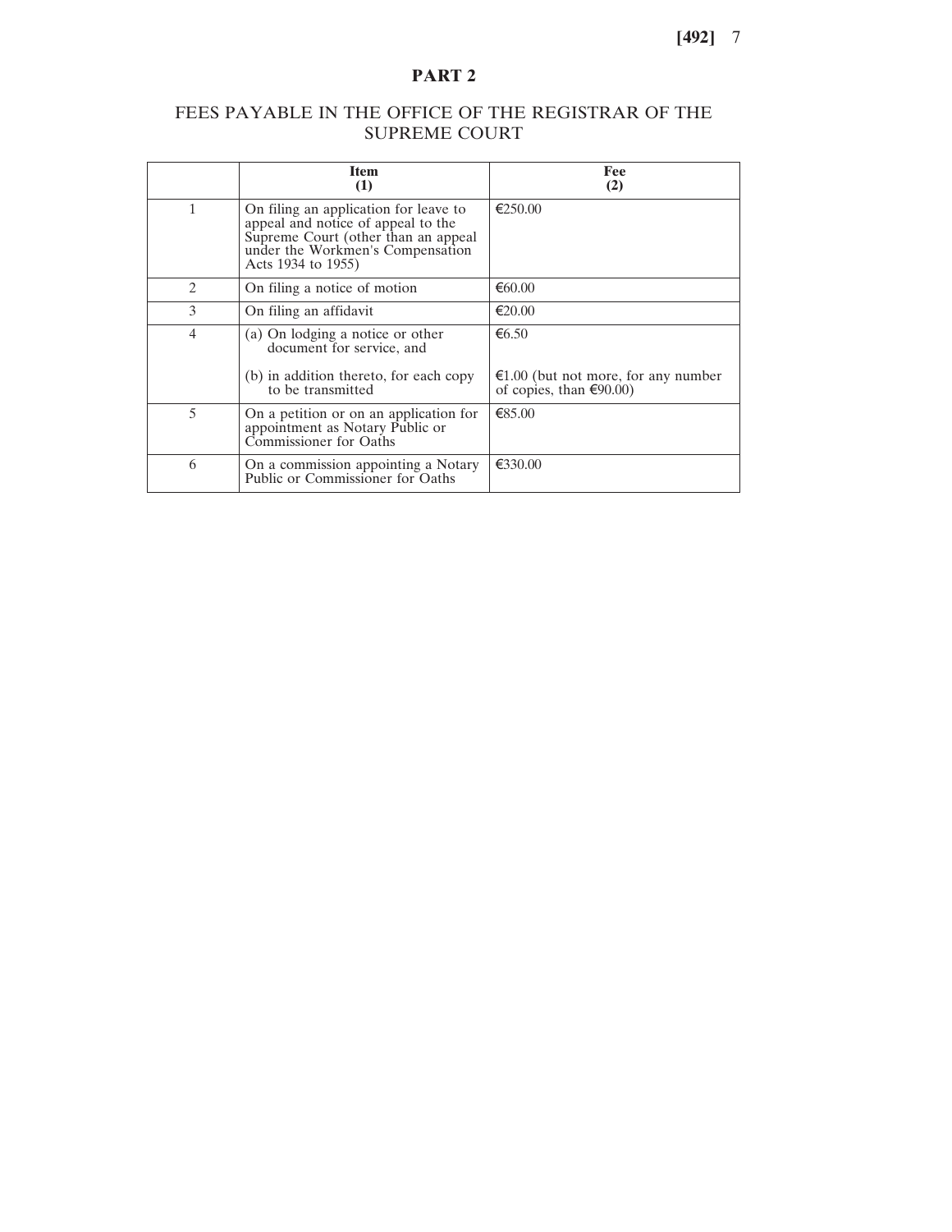## PART 2

## FEES PAYABLE IN THE OFFICE OF THE REGISTRAR OF THE SUPREME COURT

| | Item (1) | Fee (2) |
|---|---|---|
| 1 | On filing an application for leave to appeal and notice of appeal to the Supreme Court (other than an appeal under the Workmen's Compensation Acts 1934 to 1955) | €250.00 |
| 2 | On filing a notice of motion | €60.00 |
| 3 | On filing an affidavit | €20.00 |
| 4 | (a) On lodging a notice or other document for service, and | €6.50 |
| | (b) in addition thereto, for each copy to be transmitted | €1.00 (but not more, for any number of copies, than €90.00) |
| 5 | On a petition or on an application for appointment as Notary Public or Commissioner for Oaths | €85.00 |
| 6 | On a commission appointing a Notary Public or Commissioner for Oaths | €330.00 |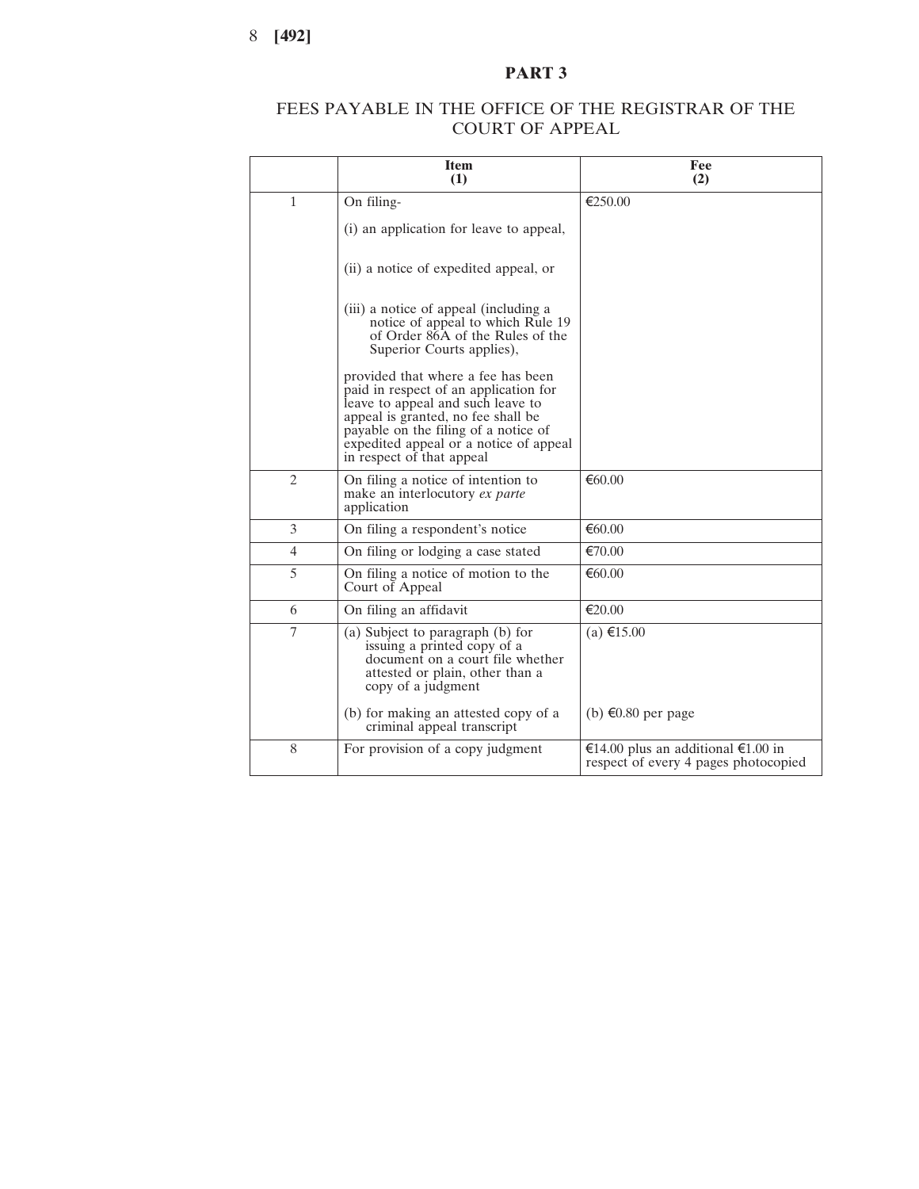## PART 3

### FEES PAYABLE IN THE OFFICE OF THE REGISTRAR OF THE COURT OF APPEAL

| | Item (1) | Fee (2) |
|---|---|---|
| 1 | On filing-<br>(i) an application for leave to appeal,<br>(ii) a notice of expedited appeal, or<br>(iii) a notice of appeal (including a notice of appeal to which Rule 19 of Order 86A of the Rules of the Superior Courts applies),<br>provided that where a fee has been paid in respect of an application for leave to appeal and such leave to appeal is granted, no fee shall be payable on the filing of a notice of expedited appeal or a notice of appeal in respect of that appeal | €250.00 |
| 2 | On filing a notice of intention to make an interlocutory *ex parte* application | €60.00 |
| 3 | On filing a respondent's notice | €60.00 |
| 4 | On filing or lodging a case stated | €70.00 |
| 5 | On filing a notice of motion to the Court of Appeal | €60.00 |
| 6 | On filing an affidavit | €20.00 |
| 7 | (a) Subject to paragraph (b) for issuing a printed copy of a document on a court file whether attested or plain, other than a copy of a judgment<br>(b) for making an attested copy of a criminal appeal transcript | (a) €15.00<br>(b) €0.80 per page |
| 8 | For provision of a copy judgment | €14.00 plus an additional €1.00 in respect of every 4 pages photocopied |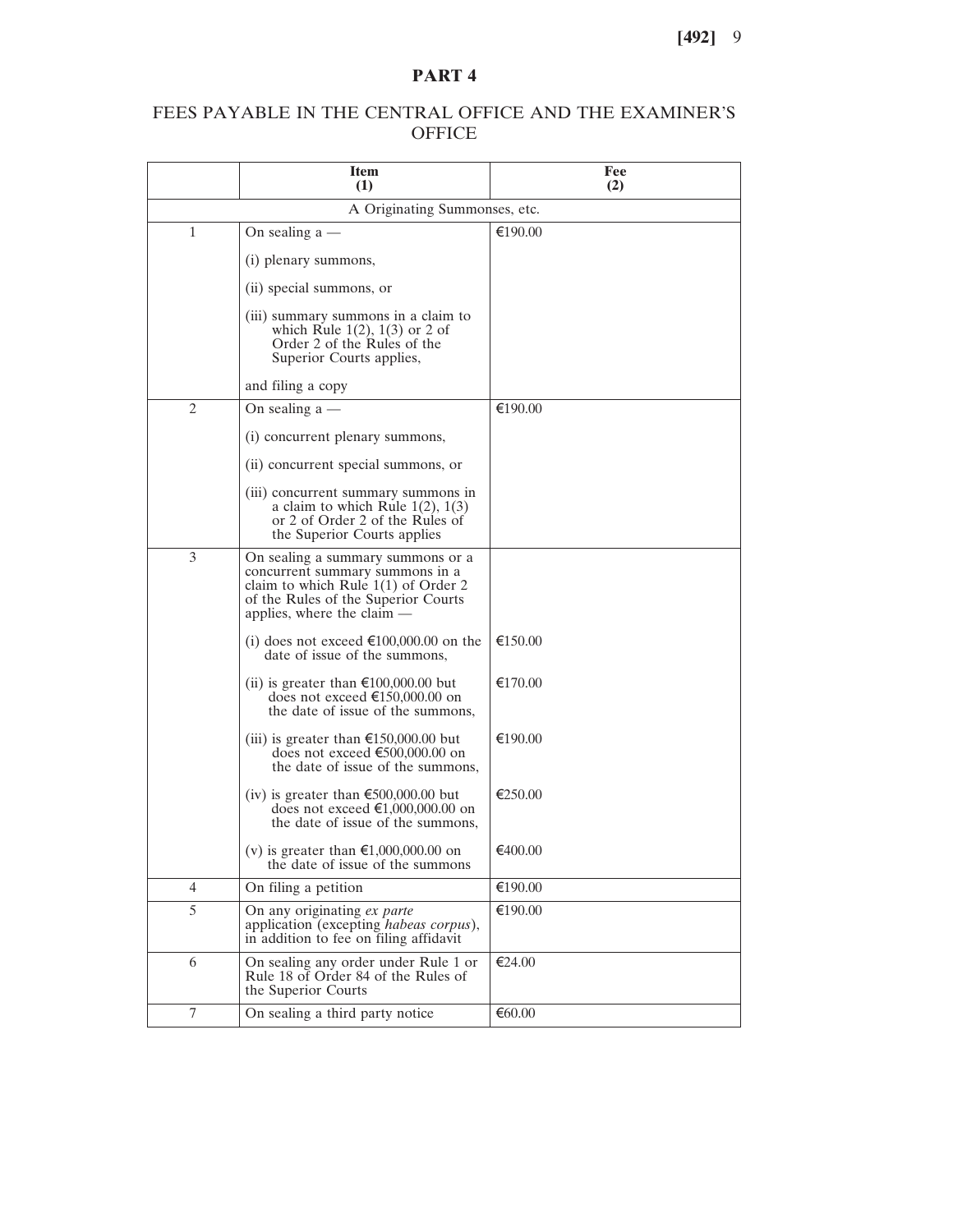## PART 4

## FEES PAYABLE IN THE CENTRAL OFFICE AND THE EXAMINER'S OFFICE

| | **Item (1)** | **Fee (2)** |
|---|---|---|
| | A Originating Summonses, etc. | |
| 1 | On sealing a —<br><br>(i) plenary summons,<br><br>(ii) special summons, or<br><br>(iii) summary summons in a claim to which Rule 1(2), 1(3) or 2 of Order 2 of the Rules of the Superior Courts applies,<br><br>and filing a copy | €190.00 |
| 2 | On sealing a —<br><br>(i) concurrent plenary summons,<br><br>(ii) concurrent special summons, or<br><br>(iii) concurrent summary summons in a claim to which Rule 1(2), 1(3) or 2 of Order 2 of the Rules of the Superior Courts applies | €190.00 |
| 3 | On sealing a summary summons or a concurrent summary summons in a claim to which Rule 1(1) of Order 2 of the Rules of the Superior Courts applies, where the claim — | |
| | (i) does not exceed €100,000.00 on the date of issue of the summons, | €150.00 |
| | (ii) is greater than €100,000.00 but does not exceed €150,000.00 on the date of issue of the summons, | €170.00 |
| | (iii) is greater than €150,000.00 but does not exceed €500,000.00 on the date of issue of the summons, | €190.00 |
| | (iv) is greater than €500,000.00 but does not exceed €1,000,000.00 on the date of issue of the summons, | €250.00 |
| | (v) is greater than €1,000,000.00 on the date of issue of the summons | €400.00 |
| 4 | On filing a petition | €190.00 |
| 5 | On any originating *ex parte* application (excepting *habeas corpus*), in addition to fee on filing affidavit | €190.00 |
| 6 | On sealing any order under Rule 1 or Rule 18 of Order 84 of the Rules of the Superior Courts | €24.00 |
| 7 | On sealing a third party notice | €60.00 |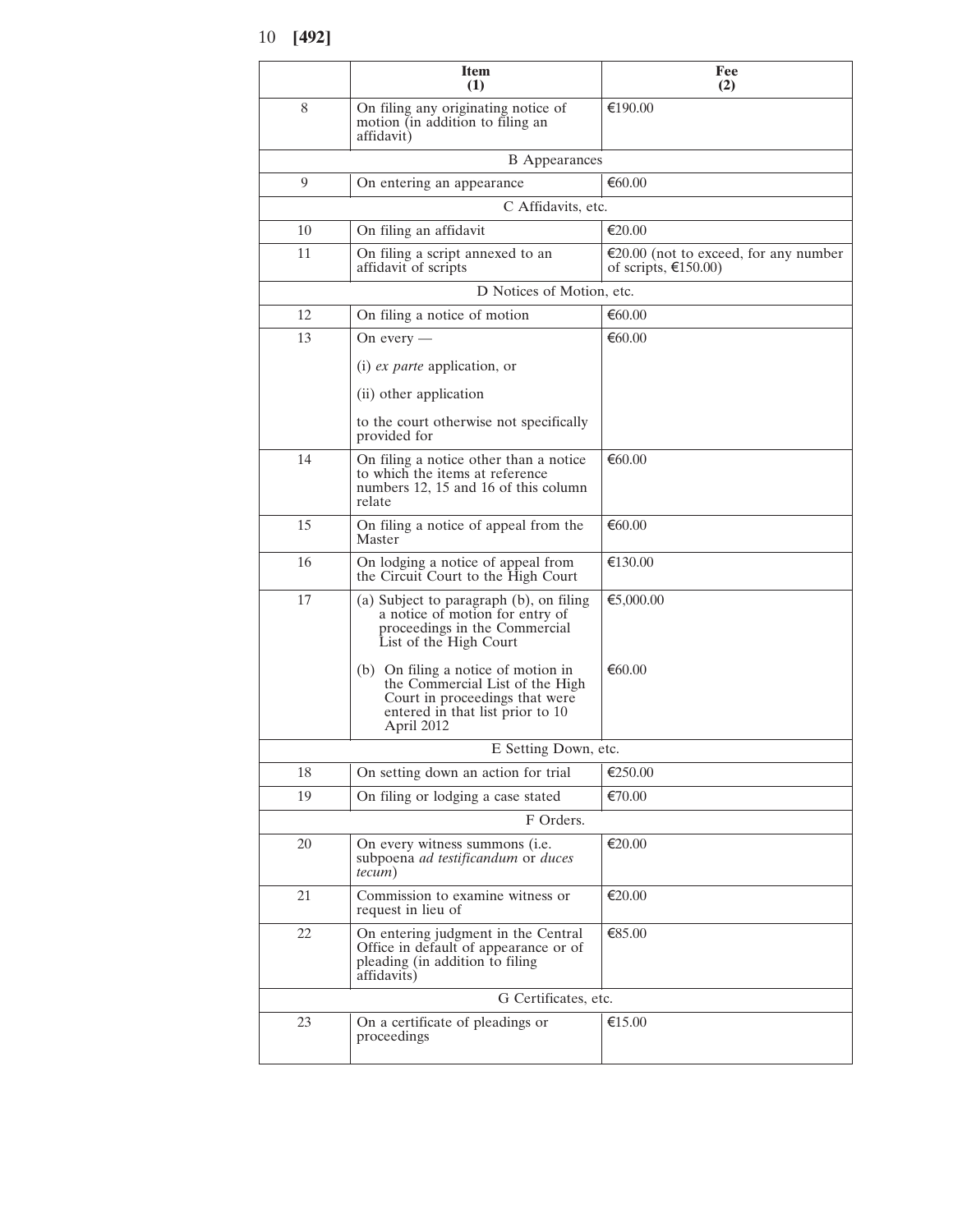| | Item (1) | Fee (2) |
|---|---|---|
| 8 | On filing any originating notice of motion (in addition to filing an affidavit) | €190.00 |
| | B Appearances | |
| 9 | On entering an appearance | €60.00 |
| | C Affidavits, etc. | |
| 10 | On filing an affidavit | €20.00 |
| 11 | On filing a script annexed to an affidavit of scripts | €20.00 (not to exceed, for any number of scripts, €150.00) |
| | D Notices of Motion, etc. | |
| 12 | On filing a notice of motion | €60.00 |
| 13 | On every — (i) *ex parte* application, or (ii) other application to the court otherwise not specifically provided for | €60.00 |
| 14 | On filing a notice other than a notice to which the items at reference numbers 12, 15 and 16 of this column relate | €60.00 |
| 15 | On filing a notice of appeal from the Master | €60.00 |
| 16 | On lodging a notice of appeal from the Circuit Court to the High Court | €130.00 |
| 17 | (a) Subject to paragraph (b), on filing a notice of motion for entry of proceedings in the Commercial List of the High Court | €5,000.00 |
| | (b) On filing a notice of motion in the Commercial List of the High Court in proceedings that were entered in that list prior to 10 April 2012 | €60.00 |
| | E Setting Down, etc. | |
| 18 | On setting down an action for trial | €250.00 |
| 19 | On filing or lodging a case stated | €70.00 |
| | F Orders. | |
| 20 | On every witness summons (i.e. subpoena *ad testificandum* or *duces tecum*) | €20.00 |
| 21 | Commission to examine witness or request in lieu of | €20.00 |
| 22 | On entering judgment in the Central Office in default of appearance or of pleading (in addition to filing affidavits) | €85.00 |
| | G Certificates, etc. | |
| 23 | On a certificate of pleadings or proceedings | €15.00 |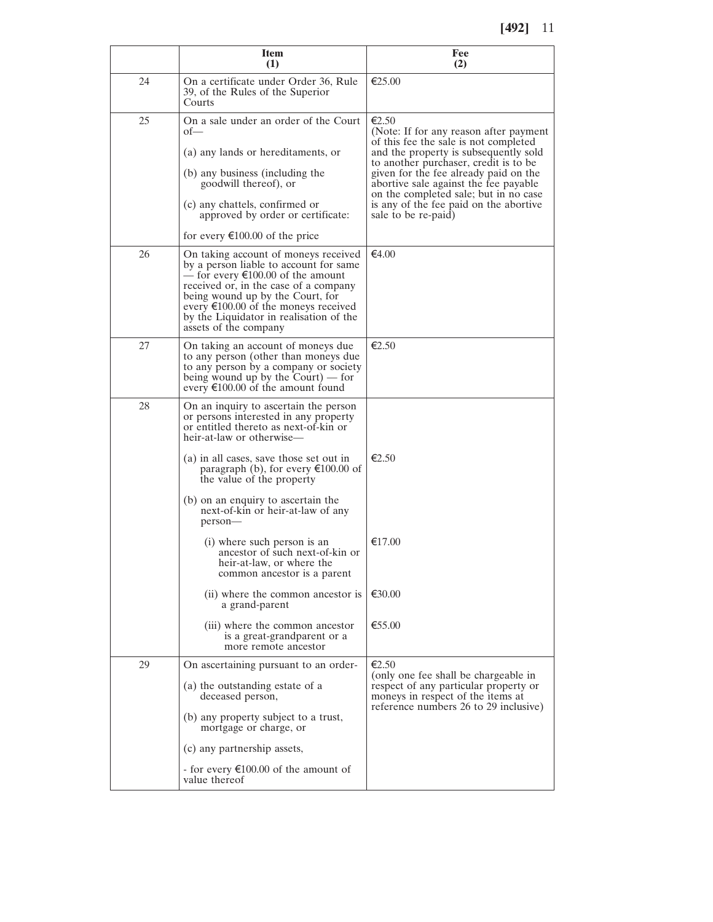| | Item (1) | Fee (2) |
|---|---|---|
| 24 | On a certificate under Order 36, Rule 39, of the Rules of the Superior Courts | €25.00 |
| 25 | On a sale under an order of the Court of— (a) any lands or hereditaments, or (b) any business (including the goodwill thereof), or (c) any chattels, confirmed or approved by order or certificate: for every €100.00 of the price | €2.50 (Note: If for any reason after payment of this fee the sale is not completed and the property is subsequently sold to another purchaser, credit is to be given for the fee already paid on the abortive sale against the fee payable on the completed sale; but in no case is any of the fee paid on the abortive sale to be re-paid) |
| 26 | On taking account of moneys received by a person liable to account for same — for every €100.00 of the amount received or, in the case of a company being wound up by the Court, for every €100.00 of the moneys received by the Liquidator in realisation of the assets of the company | €4.00 |
| 27 | On taking an account of moneys due to any person (other than moneys due to any person by a company or society being wound up by the Court) — for every €100.00 of the amount found | €2.50 |
| 28 | On an inquiry to ascertain the person or persons interested in any property or entitled thereto as next-of-kin or heir-at-law or otherwise— | |
| | (a) in all cases, save those set out in paragraph (b), for every €100.00 of the value of the property | €2.50 |
| | (b) on an enquiry to ascertain the next-of-kin or heir-at-law of any person— | |
| | (i) where such person is an ancestor of such next-of-kin or heir-at-law, or where the common ancestor is a parent | €17.00 |
| | (ii) where the common ancestor is a grand-parent | €30.00 |
| | (iii) where the common ancestor is a great-grandparent or a more remote ancestor | €55.00 |
| 29 | On ascertaining pursuant to an order- (a) the outstanding estate of a deceased person, (b) any property subject to a trust, mortgage or charge, or (c) any partnership assets, - for every €100.00 of the amount of value thereof | €2.50 (only one fee shall be chargeable in respect of any particular property or moneys in respect of the items at reference numbers 26 to 29 inclusive) |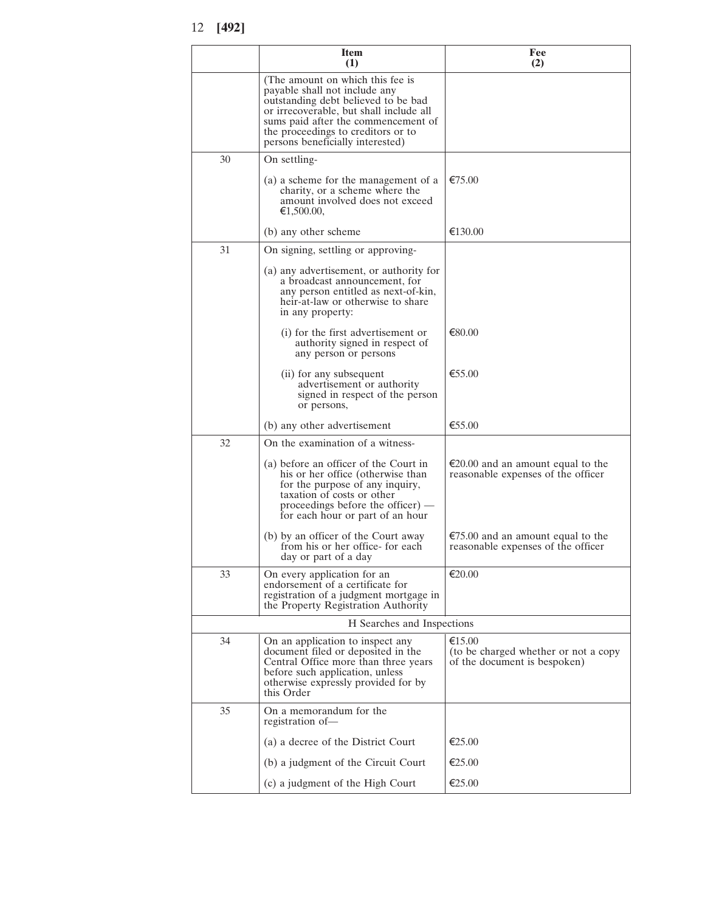| | Item (1) | Fee (2) |
|---|---|---|
| | (The amount on which this fee is payable shall not include any outstanding debt believed to be bad or irrecoverable, but shall include all sums paid after the commencement of the proceedings to creditors or to persons beneficially interested) | |
| 30 | On settling- | |
| | (a) a scheme for the management of a charity, or a scheme where the amount involved does not exceed €1,500.00, | €75.00 |
| | (b) any other scheme | €130.00 |
| 31 | On signing, settling or approving- | |
| | (a) any advertisement, or authority for a broadcast announcement, for any person entitled as next-of-kin, heir-at-law or otherwise to share in any property: | |
| | (i) for the first advertisement or authority signed in respect of any person or persons | €80.00 |
| | (ii) for any subsequent advertisement or authority signed in respect of the person or persons, | €55.00 |
| | (b) any other advertisement | €55.00 |
| 32 | On the examination of a witness- | |
| | (a) before an officer of the Court in his or her office (otherwise than for the purpose of any inquiry, taxation of costs or other proceedings before the officer) — for each hour or part of an hour | €20.00 and an amount equal to the reasonable expenses of the officer |
| | (b) by an officer of the Court away from his or her office- for each day or part of a day | €75.00 and an amount equal to the reasonable expenses of the officer |
| 33 | On every application for an endorsement of a certificate for registration of a judgment mortgage in the Property Registration Authority | €20.00 |
| | H Searches and Inspections | |
| 34 | On an application to inspect any document filed or deposited in the Central Office more than three years before such application, unless otherwise expressly provided for by this Order | €15.00 (to be charged whether or not a copy of the document is bespoken) |
| 35 | On a memorandum for the registration of— | |
| | (a) a decree of the District Court | €25.00 |
| | (b) a judgment of the Circuit Court | €25.00 |
| | (c) a judgment of the High Court | €25.00 |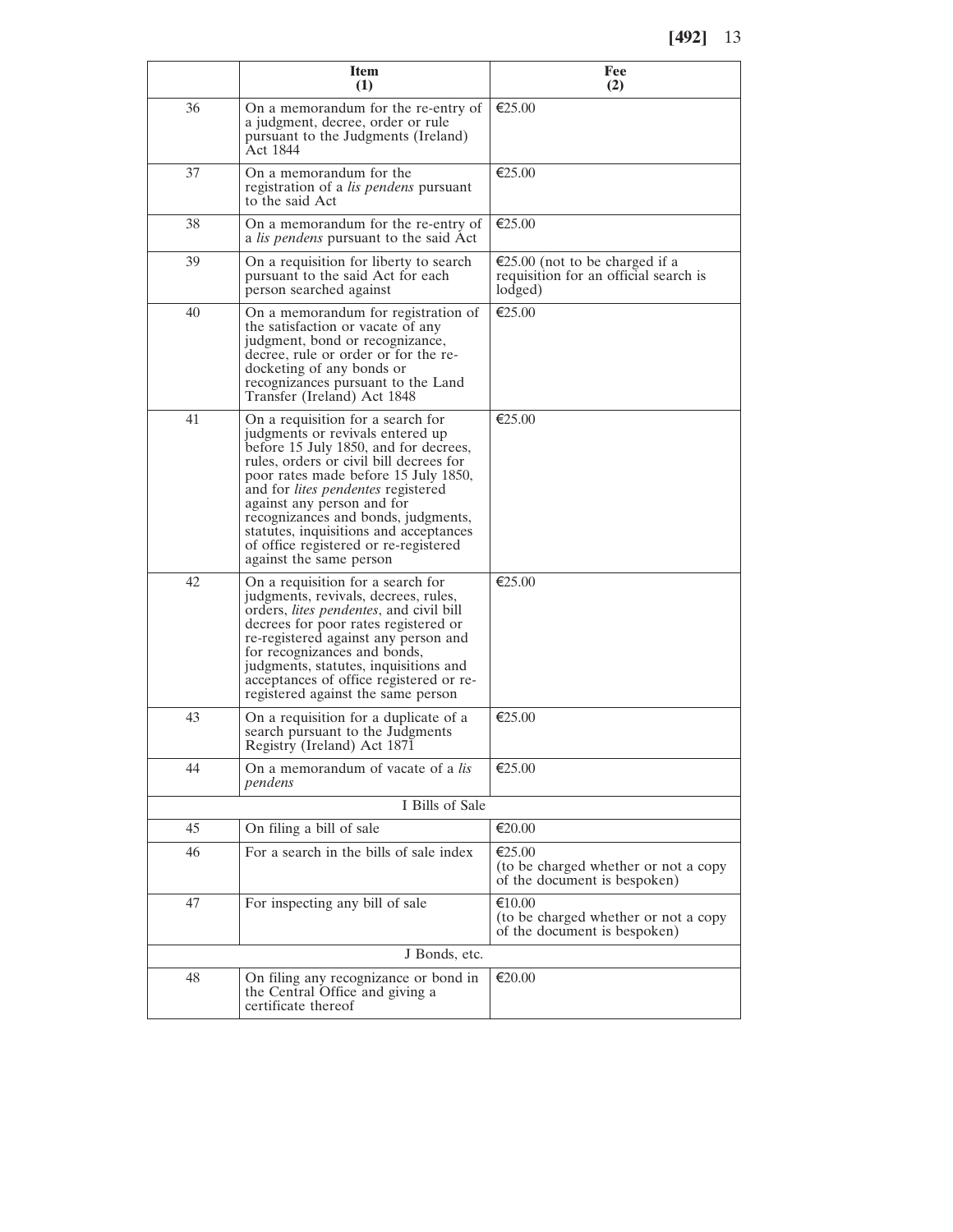| | Item (1) | Fee (2) |
|---|---|---|
| 36 | On a memorandum for the re-entry of a judgment, decree, order or rule pursuant to the Judgments (Ireland) Act 1844 | €25.00 |
| 37 | On a memorandum for the registration of a *lis pendens* pursuant to the said Act | €25.00 |
| 38 | On a memorandum for the re-entry of a *lis pendens* pursuant to the said Act | €25.00 |
| 39 | On a requisition for liberty to search pursuant to the said Act for each person searched against | €25.00 (not to be charged if a requisition for an official search is lodged) |
| 40 | On a memorandum for registration of the satisfaction or vacate of any judgment, bond or recognizance, decree, rule or order or for the re-docketing of any bonds or recognizances pursuant to the Land Transfer (Ireland) Act 1848 | €25.00 |
| 41 | On a requisition for a search for judgments or revivals entered up before 15 July 1850, and for decrees, rules, orders or civil bill decrees for poor rates made before 15 July 1850, and for *lites pendentes* registered against any person and for recognizances and bonds, judgments, statutes, inquisitions and acceptances of office registered or re-registered against the same person | €25.00 |
| 42 | On a requisition for a search for judgments, revivals, decrees, rules, orders, *lites pendentes*, and civil bill decrees for poor rates registered or re-registered against any person and for recognizances and bonds, judgments, statutes, inquisitions and acceptances of office registered or re-registered against the same person | €25.00 |
| 43 | On a requisition for a duplicate of a search pursuant to the Judgments Registry (Ireland) Act 1871 | €25.00 |
| 44 | On a memorandum of vacate of a *lis pendens* | €25.00 |
| | I Bills of Sale | |
| 45 | On filing a bill of sale | €20.00 |
| 46 | For a search in the bills of sale index | €25.00 (to be charged whether or not a copy of the document is bespoken) |
| 47 | For inspecting any bill of sale | €10.00 (to be charged whether or not a copy of the document is bespoken) |
| | J Bonds, etc. | |
| 48 | On filing any recognizance or bond in the Central Office and giving a certificate thereof | €20.00 |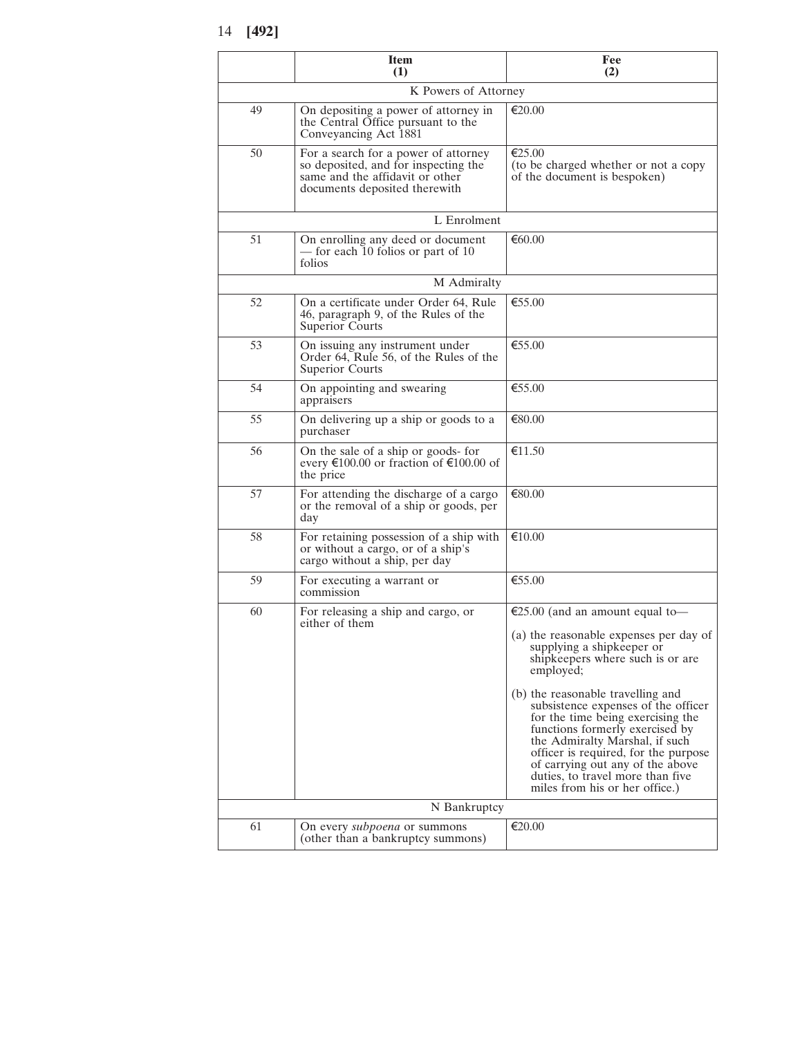|  | Item<br>(1) | Fee<br>(2) |
|---|---|---|
| | K Powers of Attorney | |
| 49 | On depositing a power of attorney in the Central Office pursuant to the Conveyancing Act 1881 | €20.00 |
| 50 | For a search for a power of attorney so deposited, and for inspecting the same and the affidavit or other documents deposited therewith | €25.00<br>(to be charged whether or not a copy of the document is bespoken) |
| | L Enrolment | |
| 51 | On enrolling any deed or document — for each 10 folios or part of 10 folios | €60.00 |
| | M Admiralty | |
| 52 | On a certificate under Order 64, Rule 46, paragraph 9, of the Rules of the Superior Courts | €55.00 |
| 53 | On issuing any instrument under Order 64, Rule 56, of the Rules of the Superior Courts | €55.00 |
| 54 | On appointing and swearing appraisers | €55.00 |
| 55 | On delivering up a ship or goods to a purchaser | €80.00 |
| 56 | On the sale of a ship or goods- for every €100.00 or fraction of €100.00 of the price | €11.50 |
| 57 | For attending the discharge of a cargo or the removal of a ship or goods, per day | €80.00 |
| 58 | For retaining possession of a ship with or without a cargo, or of a ship's cargo without a ship, per day | €10.00 |
| 59 | For executing a warrant or commission | €55.00 |
| 60 | For releasing a ship and cargo, or either of them | €25.00 (and an amount equal to—<br>(a) the reasonable expenses per day of supplying a shipkeeper or shipkeepers where such is or are employed;<br>(b) the reasonable travelling and subsistence expenses of the officer for the time being exercising the functions formerly exercised by the Admiralty Marshal, if such officer is required, for the purpose of carrying out any of the above duties, to travel more than five miles from his or her office.) |
| | N Bankruptcy | |
| 61 | On every *subpoena* or summons (other than a bankruptcy summons) | €20.00 |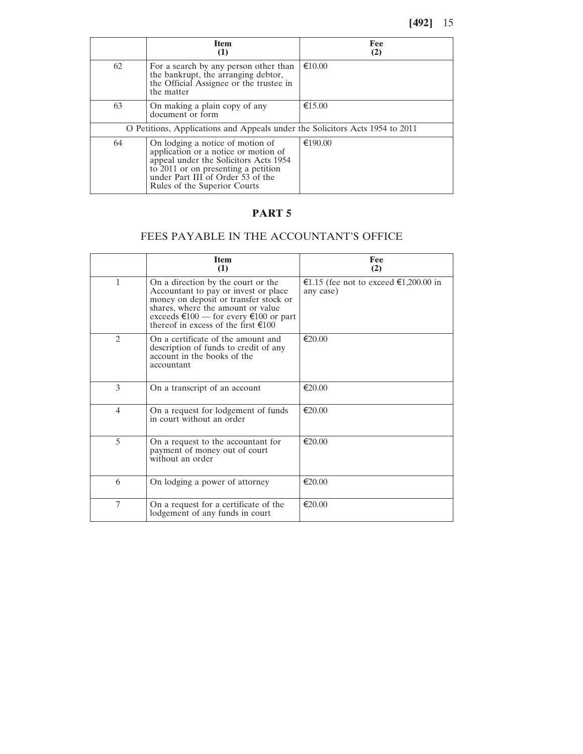| | Item (1) | Fee (2) |
|---|---|---|
| 62 | For a search by any person other than the bankrupt, the arranging debtor, the Official Assignee or the trustee in the matter | €10.00 |
| 63 | On making a plain copy of any document or form | €15.00 |
| O Petitions, Applications and Appeals under the Solicitors Acts 1954 to 2011 | | |
| 64 | On lodging a notice of motion of application or a notice or motion of appeal under the Solicitors Acts 1954 to 2011 or on presenting a petition under Part III of Order 53 of the Rules of the Superior Courts | €190.00 |

# PART 5

## FEES PAYABLE IN THE ACCOUNTANT'S OFFICE

| | Item (1) | Fee (2) |
|---|---|---|
| 1 | On a direction by the court or the Accountant to pay or invest or place money on deposit or transfer stock or shares, where the amount or value exceeds €100 — for every €100 or part thereof in excess of the first €100 | €1.15 (fee not to exceed €1,200.00 in any case) |
| 2 | On a certificate of the amount and description of funds to credit of any account in the books of the accountant | €20.00 |
| 3 | On a transcript of an account | €20.00 |
| 4 | On a request for lodgement of funds in court without an order | €20.00 |
| 5 | On a request to the accountant for payment of money out of court without an order | €20.00 |
| 6 | On lodging a power of attorney | €20.00 |
| 7 | On a request for a certificate of the lodgement of any funds in court | €20.00 |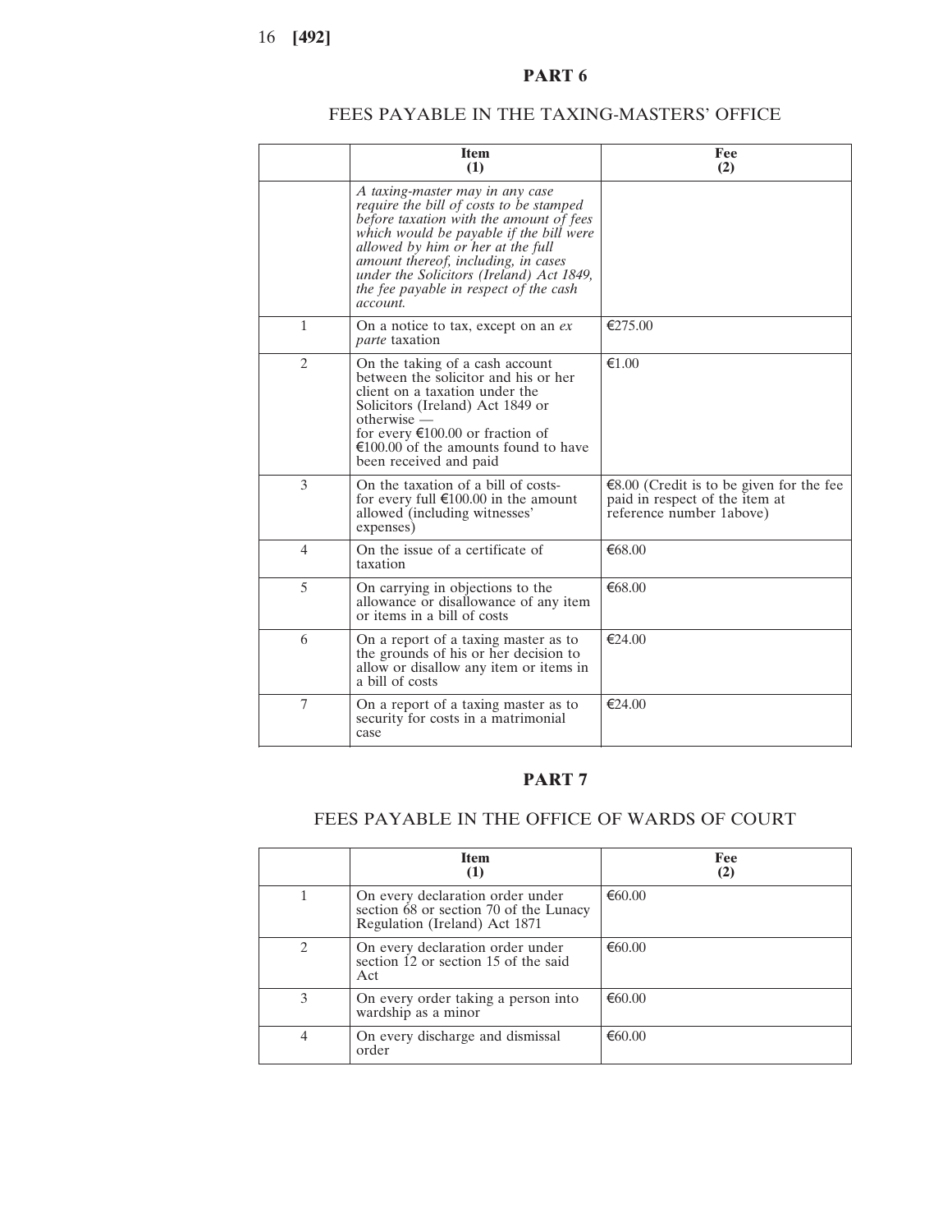## PART 6

### FEES PAYABLE IN THE TAXING-MASTERS' OFFICE

| | Item (1) | Fee (2) |
|---|---|---|
| | *A taxing-master may in any case require the bill of costs to be stamped before taxation with the amount of fees which would be payable if the bill were allowed by him or her at the full amount thereof, including, in cases under the Solicitors (Ireland) Act 1849, the fee payable in respect of the cash account.* | |
| 1 | On a notice to tax, except on an *ex parte* taxation | €275.00 |
| 2 | On the taking of a cash account between the solicitor and his or her client on a taxation under the Solicitors (Ireland) Act 1849 or otherwise — for every €100.00 or fraction of €100.00 of the amounts found to have been received and paid | €1.00 |
| 3 | On the taxation of a bill of costs- for every full €100.00 in the amount allowed (including witnesses' expenses) | €8.00 (Credit is to be given for the fee paid in respect of the item at reference number 1above) |
| 4 | On the issue of a certificate of taxation | €68.00 |
| 5 | On carrying in objections to the allowance or disallowance of any item or items in a bill of costs | €68.00 |
| 6 | On a report of a taxing master as to the grounds of his or her decision to allow or disallow any item or items in a bill of costs | €24.00 |
| 7 | On a report of a taxing master as to security for costs in a matrimonial case | €24.00 |

## PART 7

### FEES PAYABLE IN THE OFFICE OF WARDS OF COURT

| | Item (1) | Fee (2) |
|---|---|---|
| 1 | On every declaration order under section 68 or section 70 of the Lunacy Regulation (Ireland) Act 1871 | €60.00 |
| 2 | On every declaration order under section 12 or section 15 of the said Act | €60.00 |
| 3 | On every order taking a person into wardship as a minor | €60.00 |
| 4 | On every discharge and dismissal order | €60.00 |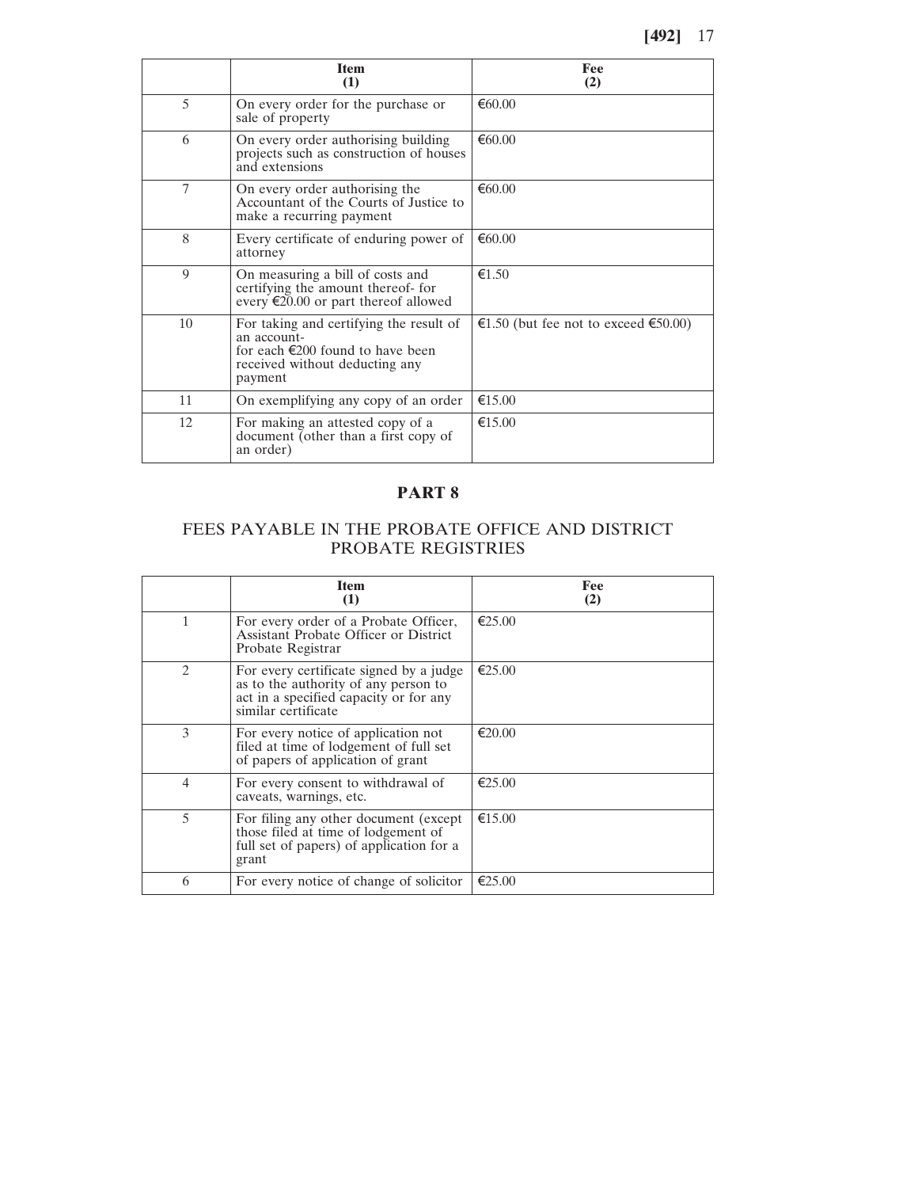| | Item (1) | Fee (2) |
|---|---|---|
| 5 | On every order for the purchase or sale of property | €60.00 |
| 6 | On every order authorising building projects such as construction of houses and extensions | €60.00 |
| 7 | On every order authorising the Accountant of the Courts of Justice to make a recurring payment | €60.00 |
| 8 | Every certificate of enduring power of attorney | €60.00 |
| 9 | On measuring a bill of costs and certifying the amount thereof- for every €20.00 or part thereof allowed | €1.50 |
| 10 | For taking and certifying the result of an account- for each €200 found to have been received without deducting any payment | €1.50 (but fee not to exceed €50.00) |
| 11 | On exemplifying any copy of an order | €15.00 |
| 12 | For making an attested copy of a document (other than a first copy of an order) | €15.00 |

## PART 8

### FEES PAYABLE IN THE PROBATE OFFICE AND DISTRICT PROBATE REGISTRIES

| | Item (1) | Fee (2) |
|---|---|---|
| 1 | For every order of a Probate Officer, Assistant Probate Officer or District Probate Registrar | €25.00 |
| 2 | For every certificate signed by a judge as to the authority of any person to act in a specified capacity or for any similar certificate | €25.00 |
| 3 | For every notice of application not filed at time of lodgement of full set of papers of application of grant | €20.00 |
| 4 | For every consent to withdrawal of caveats, warnings, etc. | €25.00 |
| 5 | For filing any other document (except those filed at time of lodgement of full set of papers) of application for a grant | €15.00 |
| 6 | For every notice of change of solicitor | €25.00 |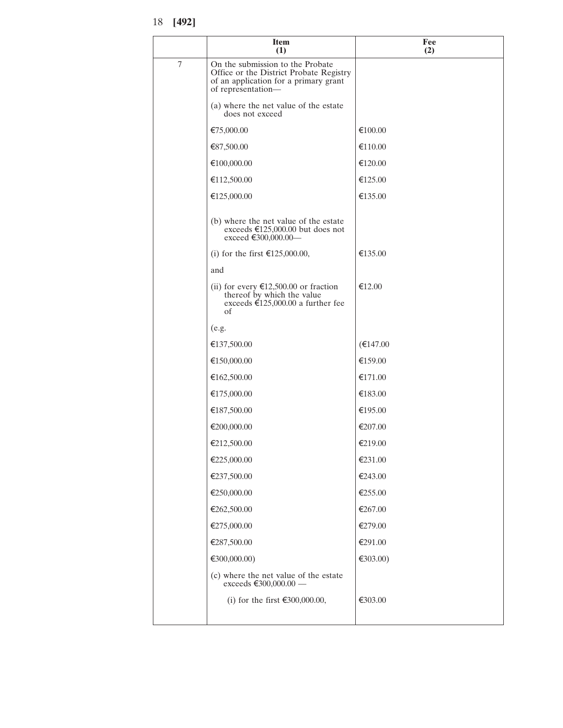| | Item (1) | Fee (2) |
|---|---|---|
| 7 | On the submission to the Probate Office or the District Probate Registry of an application for a primary grant of representation— | |
| | (a) where the net value of the estate does not exceed | |
| | €75,000.00 | €100.00 |
| | €87,500.00 | €110.00 |
| | €100,000.00 | €120.00 |
| | €112,500.00 | €125.00 |
| | €125,000.00 | €135.00 |
| | (b) where the net value of the estate exceeds €125,000.00 but does not exceed €300,000.00— | |
| | (i) for the first €125,000.00, | €135.00 |
| | and | |
| | (ii) for every €12,500.00 or fraction thereof by which the value exceeds €125,000.00 a further fee of | €12.00 |
| | (e.g. | |
| | €137,500.00 | (€147.00 |
| | €150,000.00 | €159.00 |
| | €162,500.00 | €171.00 |
| | €175,000.00 | €183.00 |
| | €187,500.00 | €195.00 |
| | €200,000.00 | €207.00 |
| | €212,500.00 | €219.00 |
| | €225,000.00 | €231.00 |
| | €237,500.00 | €243.00 |
| | €250,000.00 | €255.00 |
| | €262,500.00 | €267.00 |
| | €275,000.00 | €279.00 |
| | €287,500.00 | €291.00 |
| | €300,000.00) | €303.00) |
| | (c) where the net value of the estate exceeds €300,000.00 — | |
| | (i) for the first €300,000.00, | €303.00 |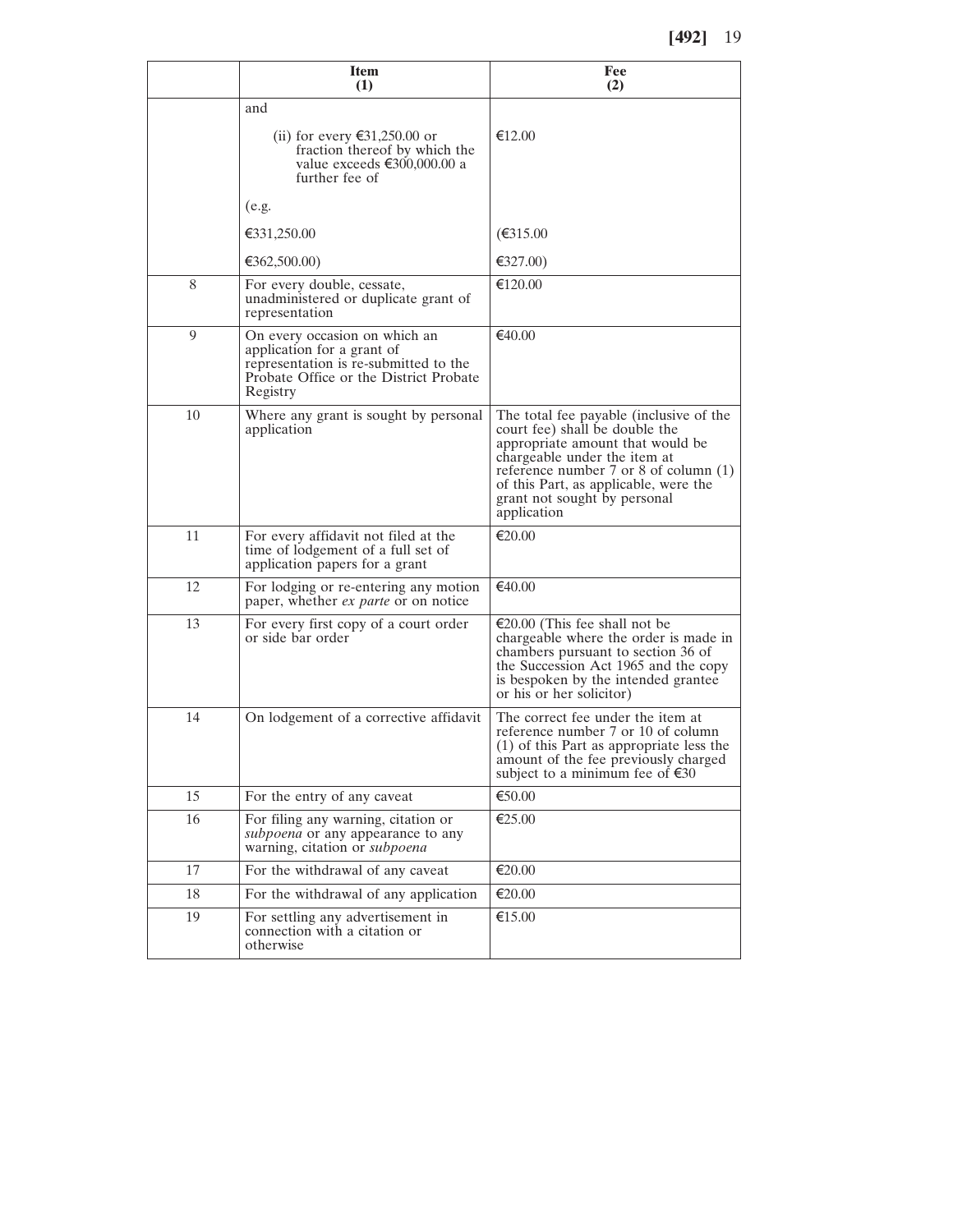| | Item (1) | Fee (2) |
|---|---|---|
| | and | |
| | (ii) for every €31,250.00 or fraction thereof by which the value exceeds €300,000.00 a further fee of | €12.00 |
| | (e.g. | |
| | €331,250.00 | (€315.00 |
| | €362,500.00) | €327.00) |
| 8 | For every double, cessate, unadministered or duplicate grant of representation | €120.00 |
| 9 | On every occasion on which an application for a grant of representation is re-submitted to the Probate Office or the District Probate Registry | €40.00 |
| 10 | Where any grant is sought by personal application | The total fee payable (inclusive of the court fee) shall be double the appropriate amount that would be chargeable under the item at reference number 7 or 8 of column (1) of this Part, as applicable, were the grant not sought by personal application |
| 11 | For every affidavit not filed at the time of lodgement of a full set of application papers for a grant | €20.00 |
| 12 | For lodging or re-entering any motion paper, whether *ex parte* or on notice | €40.00 |
| 13 | For every first copy of a court order or side bar order | €20.00 (This fee shall not be chargeable where the order is made in chambers pursuant to section 36 of the Succession Act 1965 and the copy is bespoken by the intended grantee or his or her solicitor) |
| 14 | On lodgement of a corrective affidavit | The correct fee under the item at reference number 7 or 10 of column (1) of this Part as appropriate less the amount of the fee previously charged subject to a minimum fee of €30 |
| 15 | For the entry of any caveat | €50.00 |
| 16 | For filing any warning, citation or *subpoena* or any appearance to any warning, citation or *subpoena* | €25.00 |
| 17 | For the withdrawal of any caveat | €20.00 |
| 18 | For the withdrawal of any application | €20.00 |
| 19 | For settling any advertisement in connection with a citation or otherwise | €15.00 |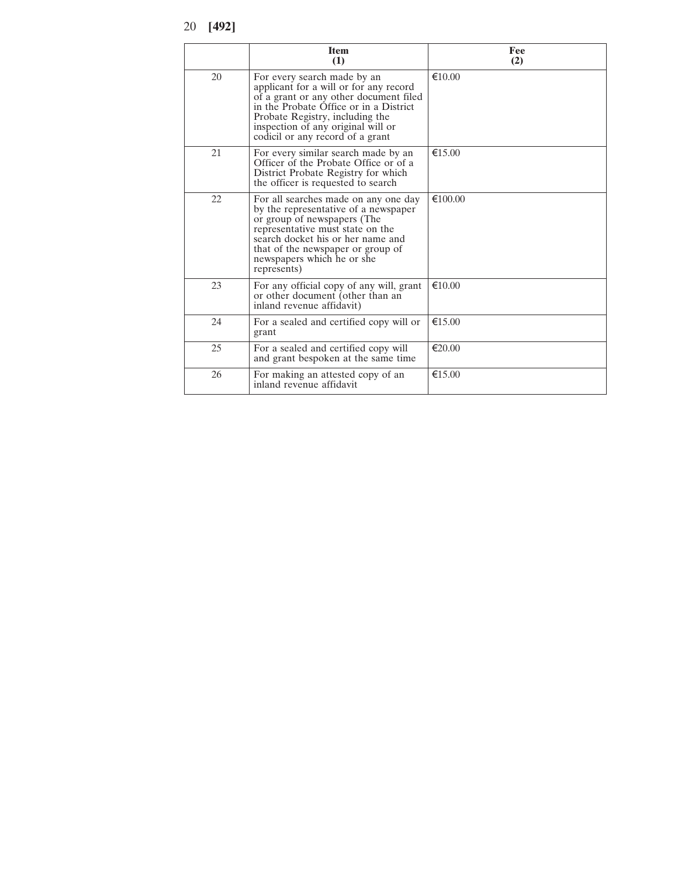|  | Item (1) | Fee (2) |
|---|---|---|
| 20 | For every search made by an applicant for a will or for any record of a grant or any other document filed in the Probate Office or in a District Probate Registry, including the inspection of any original will or codicil or any record of a grant | €10.00 |
| 21 | For every similar search made by an Officer of the Probate Office or of a District Probate Registry for which the officer is requested to search | €15.00 |
| 22 | For all searches made on any one day by the representative of a newspaper or group of newspapers (The representative must state on the search docket his or her name and that of the newspaper or group of newspapers which he or she represents) | €100.00 |
| 23 | For any official copy of any will, grant or other document (other than an inland revenue affidavit) | €10.00 |
| 24 | For a sealed and certified copy will or grant | €15.00 |
| 25 | For a sealed and certified copy will and grant bespoken at the same time | €20.00 |
| 26 | For making an attested copy of an inland revenue affidavit | €15.00 |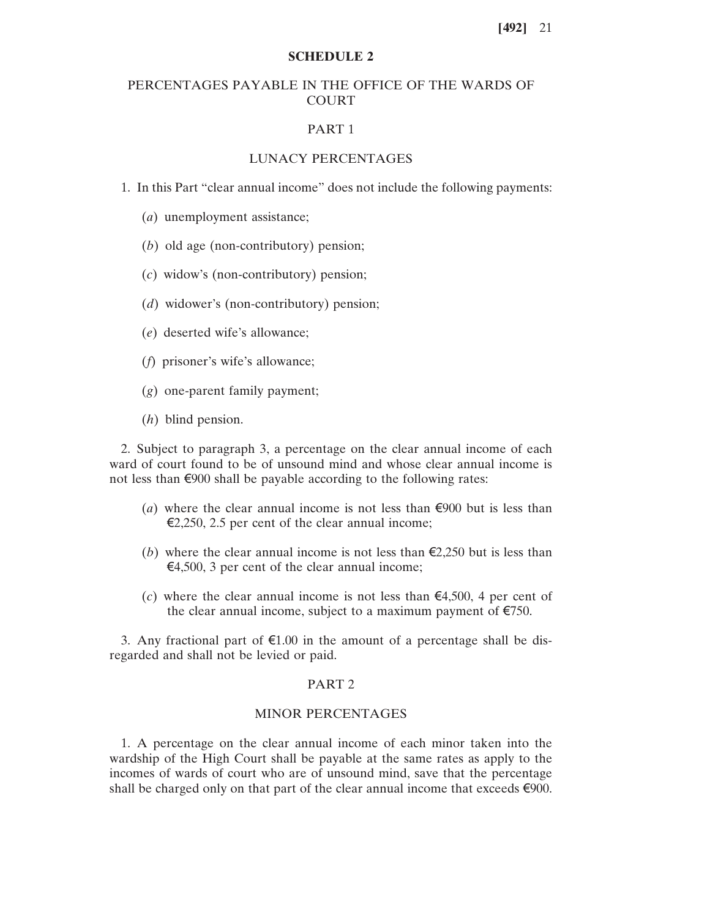## SCHEDULE 2

### PERCENTAGES PAYABLE IN THE OFFICE OF THE WARDS OF COURT

### PART 1

### LUNACY PERCENTAGES

1. In this Part "clear annual income" does not include the following payments:

   (*a*) unemployment assistance;

   (*b*) old age (non-contributory) pension;

   (*c*) widow's (non-contributory) pension;

   (*d*) widower's (non-contributory) pension;

   (*e*) deserted wife's allowance;

   (*f*) prisoner's wife's allowance;

   (*g*) one-parent family payment;

   (*h*) blind pension.

2. Subject to paragraph 3, a percentage on the clear annual income of each ward of court found to be of unsound mind and whose clear annual income is not less than €900 shall be payable according to the following rates:

   (*a*) where the clear annual income is not less than €900 but is less than €2,250, 2.5 per cent of the clear annual income;

   (*b*) where the clear annual income is not less than €2,250 but is less than €4,500, 3 per cent of the clear annual income;

   (*c*) where the clear annual income is not less than €4,500, 4 per cent of the clear annual income, subject to a maximum payment of €750.

3. Any fractional part of €1.00 in the amount of a percentage shall be disregarded and shall not be levied or paid.

### PART 2

### MINOR PERCENTAGES

1. A percentage on the clear annual income of each minor taken into the wardship of the High Court shall be payable at the same rates as apply to the incomes of wards of court who are of unsound mind, save that the percentage shall be charged only on that part of the clear annual income that exceeds €900.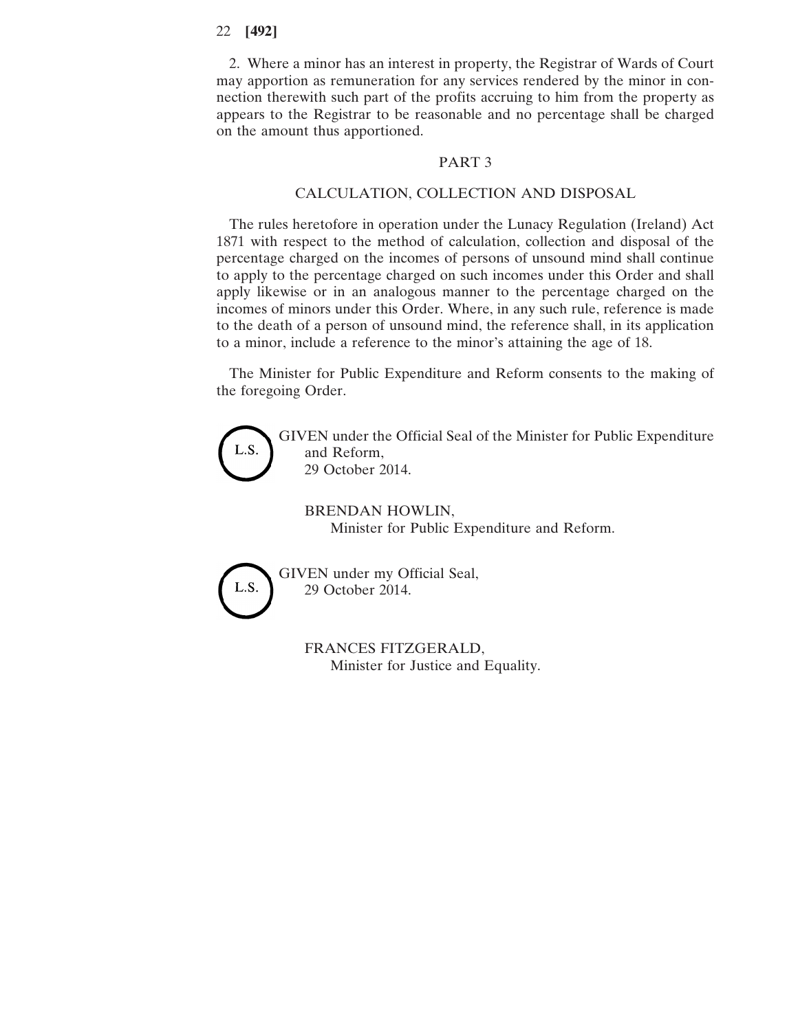2. Where a minor has an interest in property, the Registrar of Wards of Court may apportion as remuneration for any services rendered by the minor in connection therewith such part of the profits accruing to him from the property as appears to the Registrar to be reasonable and no percentage shall be charged on the amount thus apportioned.

## PART 3

## CALCULATION, COLLECTION AND DISPOSAL

The rules heretofore in operation under the Lunacy Regulation (Ireland) Act 1871 with respect to the method of calculation, collection and disposal of the percentage charged on the incomes of persons of unsound mind shall continue to apply to the percentage charged on such incomes under this Order and shall apply likewise or in an analogous manner to the percentage charged on the incomes of minors under this Order. Where, in any such rule, reference is made to the death of a person of unsound mind, the reference shall, in its application to a minor, include a reference to the minor's attaining the age of 18.

The Minister for Public Expenditure and Reform consents to the making of the foregoing Order.

L.S.

GIVEN under the Official Seal of the Minister for Public Expenditure and Reform,
29 October 2014.

BRENDAN HOWLIN,
Minister for Public Expenditure and Reform.

L.S.

GIVEN under my Official Seal,
29 October 2014.

FRANCES FITZGERALD,
Minister for Justice and Equality.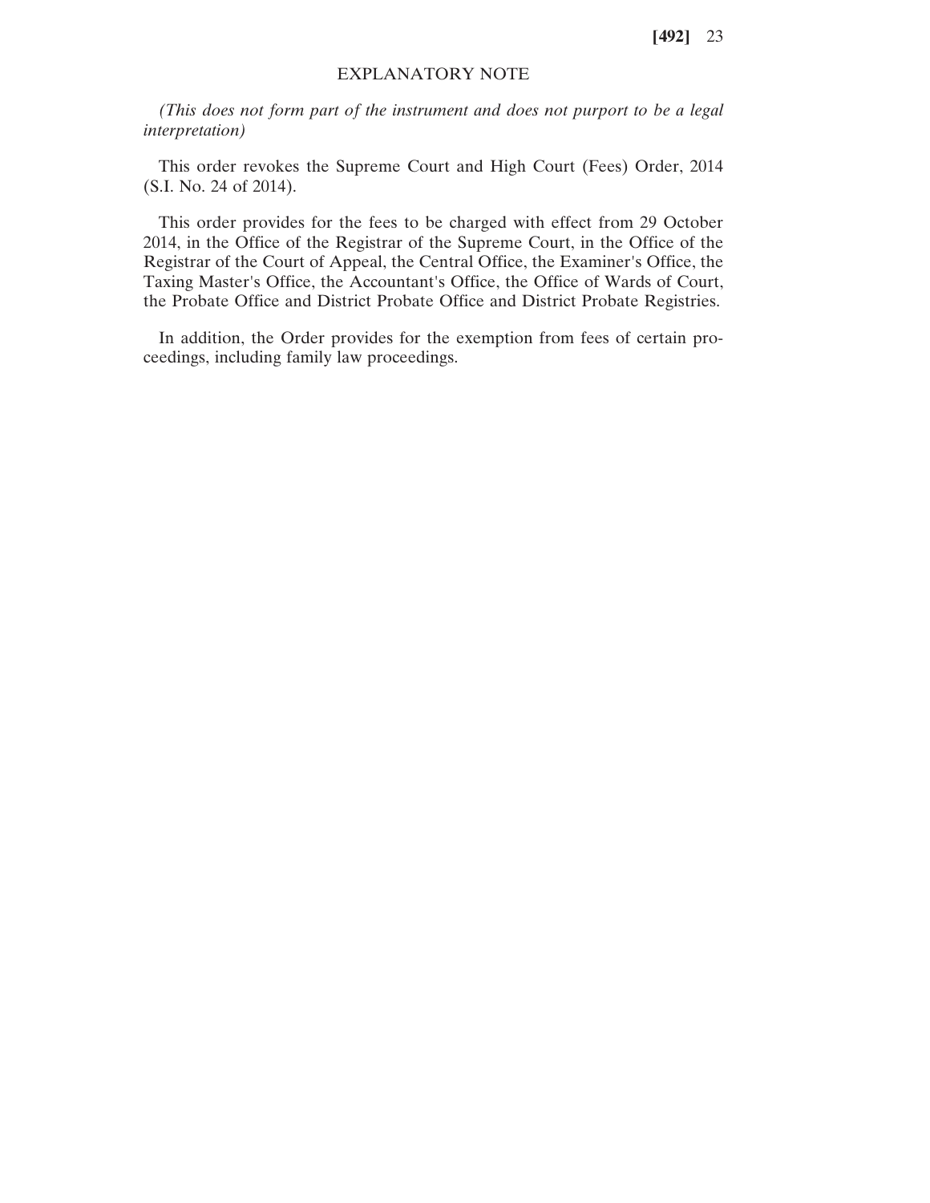## EXPLANATORY NOTE

*(This does not form part of the instrument and does not purport to be a legal interpretation)*

This order revokes the Supreme Court and High Court (Fees) Order, 2014 (S.I. No. 24 of 2014).

This order provides for the fees to be charged with effect from 29 October 2014, in the Office of the Registrar of the Supreme Court, in the Office of the Registrar of the Court of Appeal, the Central Office, the Examiner's Office, the Taxing Master's Office, the Accountant's Office, the Office of Wards of Court, the Probate Office and District Probate Office and District Probate Registries.

In addition, the Order provides for the exemption from fees of certain proceedings, including family law proceedings.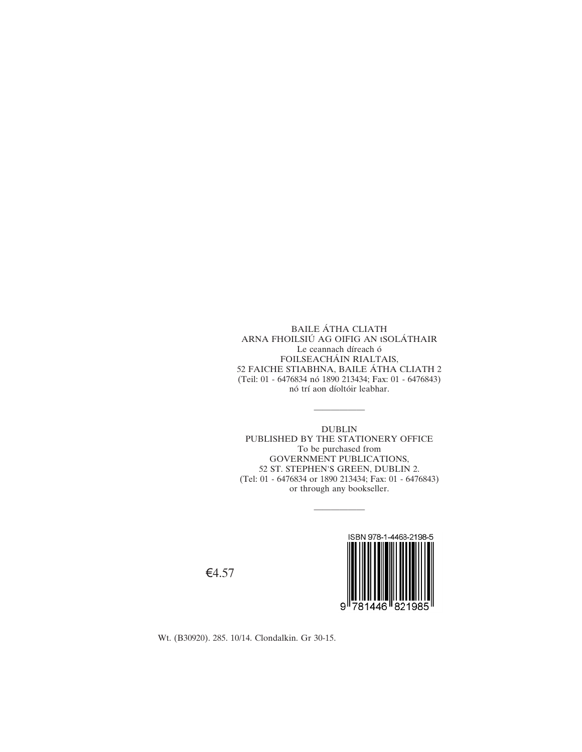BAILE ÁTHA CLIATH
ARNA FHOILSIÚ AG OIFIG AN tSOLÁTHAIR
Le ceannach díreach ó
FOILSEACHÁIN RIALTAIS,
52 FAICHE STIABHNA, BAILE ÁTHA CLIATH 2
(Teil: 01 - 6476834 nó 1890 213434; Fax: 01 - 6476843)
nó trí aon díoltóir leabhar.

---

DUBLIN
PUBLISHED BY THE STATIONERY OFFICE
To be purchased from
GOVERNMENT PUBLICATIONS,
52 ST. STEPHEN'S GREEN, DUBLIN 2.
(Tel: 01 - 6476834 or 1890 213434; Fax: 01 - 6476843)
or through any bookseller.

---

ISBN 978-1-4468-2198-5

9 781446 821985

€4.57

Wt. (B30920). 285. 10/14. Clondalkin. Gr 30-15.